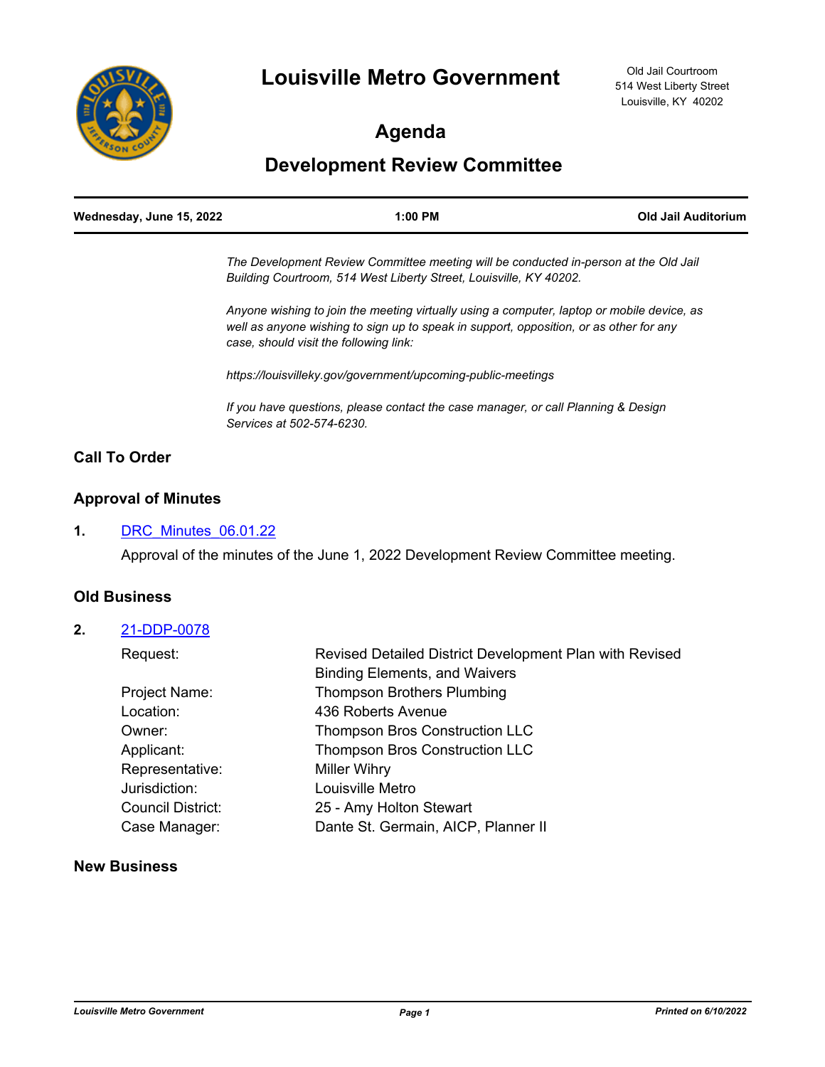# Louisville Metro Government

Old Jail Courtroom
514 West Liberty Street
Louisville, KY 40202

## Agenda

## Development Review Committee

| Wednesday, June 15, 2022 | 1:00 PM | Old Jail Auditorium |
|---|---|---|

*The Development Review Committee meeting will be conducted in-person at the Old Jail Building Courtroom, 514 West Liberty Street, Louisville, KY 40202.*

*Anyone wishing to join the meeting virtually using a computer, laptop or mobile device, as well as anyone wishing to sign up to speak in support, opposition, or as other for any case, should visit the following link:*

*https://louisvilleky.gov/government/upcoming-public-meetings*

*If you have questions, please contact the case manager, or call Planning & Design Services at 502-574-6230.*

### Call To Order

### Approval of Minutes

**1.** DRC_Minutes_06.01.22

Approval of the minutes of the June 1, 2022 Development Review Committee meeting.

### Old Business

**2.** 21-DDP-0078

| | |
|---|---|
| Request: | Revised Detailed District Development Plan with Revised Binding Elements, and Waivers |
| Project Name: | Thompson Brothers Plumbing |
| Location: | 436 Roberts Avenue |
| Owner: | Thompson Bros Construction LLC |
| Applicant: | Thompson Bros Construction LLC |
| Representative: | Miller Wihry |
| Jurisdiction: | Louisville Metro |
| Council District: | 25 - Amy Holton Stewart |
| Case Manager: | Dante St. Germain, AICP, Planner II |

### New Business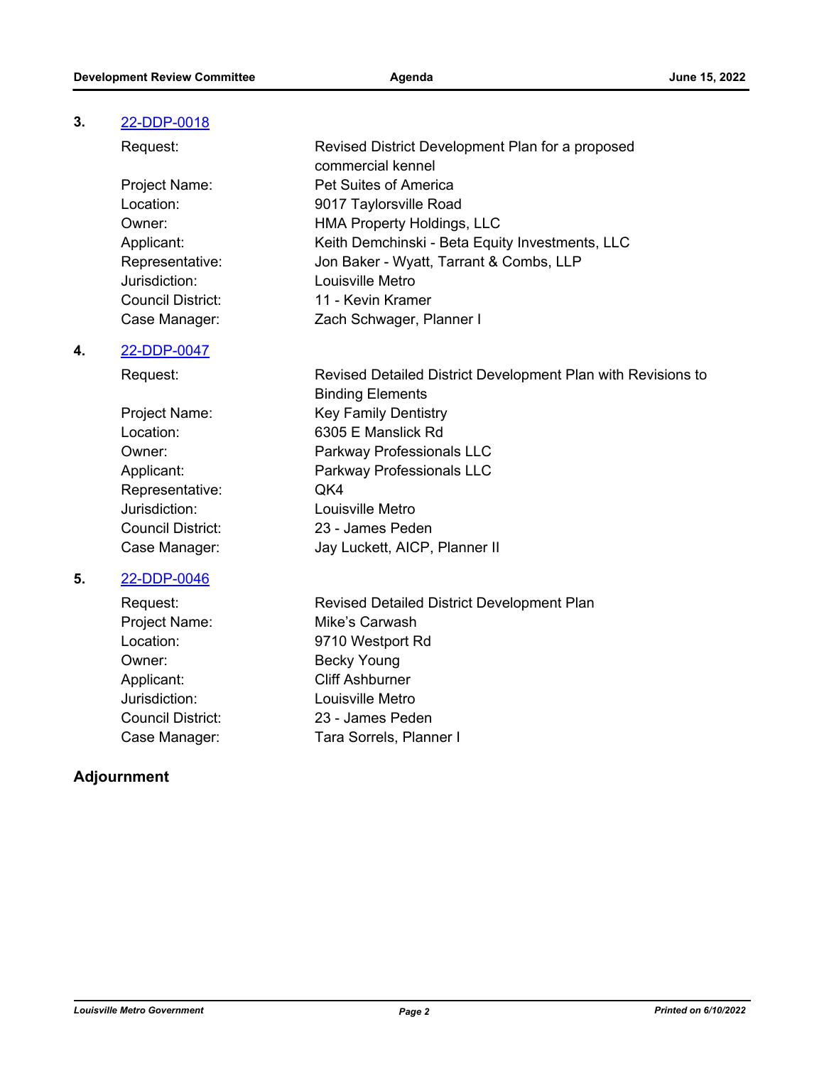**3.** [22-DDP-0018]

| | |
|---|---|
| Request: | Revised District Development Plan for a proposed commercial kennel |
| Project Name: | Pet Suites of America |
| Location: | 9017 Taylorsville Road |
| Owner: | HMA Property Holdings, LLC |
| Applicant: | Keith Demchinski - Beta Equity Investments, LLC |
| Representative: | Jon Baker - Wyatt, Tarrant & Combs, LLP |
| Jurisdiction: | Louisville Metro |
| Council District: | 11 - Kevin Kramer |
| Case Manager: | Zach Schwager, Planner I |

**4.** [22-DDP-0047]

| | |
|---|---|
| Request: | Revised Detailed District Development Plan with Revisions to Binding Elements |
| Project Name: | Key Family Dentistry |
| Location: | 6305 E Manslick Rd |
| Owner: | Parkway Professionals LLC |
| Applicant: | Parkway Professionals LLC |
| Representative: | QK4 |
| Jurisdiction: | Louisville Metro |
| Council District: | 23 - James Peden |
| Case Manager: | Jay Luckett, AICP, Planner II |

**5.** [22-DDP-0046]

| | |
|---|---|
| Request: | Revised Detailed District Development Plan |
| Project Name: | Mike’s Carwash |
| Location: | 9710 Westport Rd |
| Owner: | Becky Young |
| Applicant: | Cliff Ashburner |
| Jurisdiction: | Louisville Metro |
| Council District: | 23 - James Peden |
| Case Manager: | Tara Sorrels, Planner I |

## Adjournment